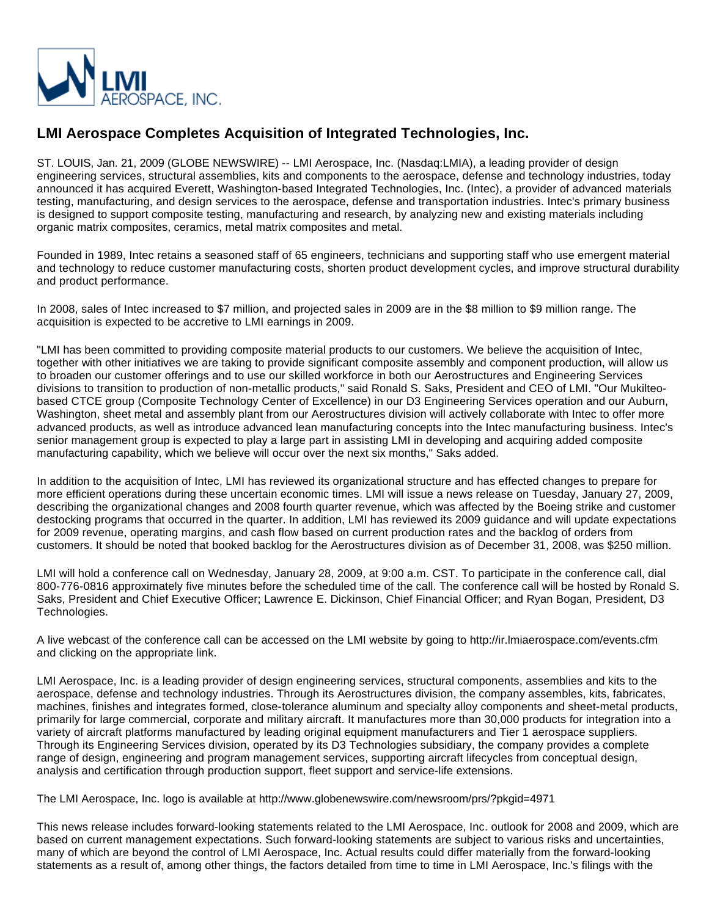# LMI Aerospace Completes Acquisition of Integrated Technologies, Inc.

ST. LOUIS, Jan. 21, 2009 (GLOBE NEWSWIRE) -- LMI Aerospace, Inc. (Nasdaq:LMIA), a leading provider of design engineering services, structural assemblies, kits and components to the aerospace, defense and technology industries, today announced it has acquired Everett, Washington-based Integrated Technologies, Inc. (Intec), a provider of advanced materials testing, manufacturing, and design services to the aerospace, defense and transportation industries. Intec's primary business is designed to support composite testing, manufacturing and research, by analyzing new and existing materials including organic matrix composites, ceramics, metal matrix composites and metal.

Founded in 1989, Intec retains a seasoned staff of 65 engineers, technicians and supporting staff who use emergent material and technology to reduce customer manufacturing costs, shorten product development cycles, and improve structural durability and product performance.

In 2008, sales of Intec increased to $7 million, and projected sales in 2009 are in the $8 million to $9 million range. The acquisition is expected to be accretive to LMI earnings in 2009.

"LMI has been committed to providing composite material products to our customers. We believe the acquisition of Intec, together with other initiatives we are taking to provide significant composite assembly and component production, will allow us to broaden our customer offerings and to use our skilled workforce in both our Aerostructures and Engineering Services divisions to transition to production of non-metallic products," said Ronald S. Saks, President and CEO of LMI. "Our Mukilteo-based CTCE group (Composite Technology Center of Excellence) in our D3 Engineering Services operation and our Auburn, Washington, sheet metal and assembly plant from our Aerostructures division will actively collaborate with Intec to offer more advanced products, as well as introduce advanced lean manufacturing concepts into the Intec manufacturing business. Intec's senior management group is expected to play a large part in assisting LMI in developing and acquiring added composite manufacturing capability, which we believe will occur over the next six months," Saks added.

In addition to the acquisition of Intec, LMI has reviewed its organizational structure and has effected changes to prepare for more efficient operations during these uncertain economic times. LMI will issue a news release on Tuesday, January 27, 2009, describing the organizational changes and 2008 fourth quarter revenue, which was affected by the Boeing strike and customer destocking programs that occurred in the quarter. In addition, LMI has reviewed its 2009 guidance and will update expectations for 2009 revenue, operating margins, and cash flow based on current production rates and the backlog of orders from customers. It should be noted that booked backlog for the Aerostructures division as of December 31, 2008, was $250 million.

LMI will hold a conference call on Wednesday, January 28, 2009, at 9:00 a.m. CST. To participate in the conference call, dial 800-776-0816 approximately five minutes before the scheduled time of the call. The conference call will be hosted by Ronald S. Saks, President and Chief Executive Officer; Lawrence E. Dickinson, Chief Financial Officer; and Ryan Bogan, President, D3 Technologies.

A live webcast of the conference call can be accessed on the LMI website by going to http://ir.lmiaerospace.com/events.cfm and clicking on the appropriate link.

LMI Aerospace, Inc. is a leading provider of design engineering services, structural components, assemblies and kits to the aerospace, defense and technology industries. Through its Aerostructures division, the company assembles, kits, fabricates, machines, finishes and integrates formed, close-tolerance aluminum and specialty alloy components and sheet-metal products, primarily for large commercial, corporate and military aircraft. It manufactures more than 30,000 products for integration into a variety of aircraft platforms manufactured by leading original equipment manufacturers and Tier 1 aerospace suppliers. Through its Engineering Services division, operated by its D3 Technologies subsidiary, the company provides a complete range of design, engineering and program management services, supporting aircraft lifecycles from conceptual design, analysis and certification through production support, fleet support and service-life extensions.

The LMI Aerospace, Inc. logo is available at http://www.globenewswire.com/newsroom/prs/?pkgid=4971

This news release includes forward-looking statements related to the LMI Aerospace, Inc. outlook for 2008 and 2009, which are based on current management expectations. Such forward-looking statements are subject to various risks and uncertainties, many of which are beyond the control of LMI Aerospace, Inc. Actual results could differ materially from the forward-looking statements as a result of, among other things, the factors detailed from time to time in LMI Aerospace, Inc.'s filings with the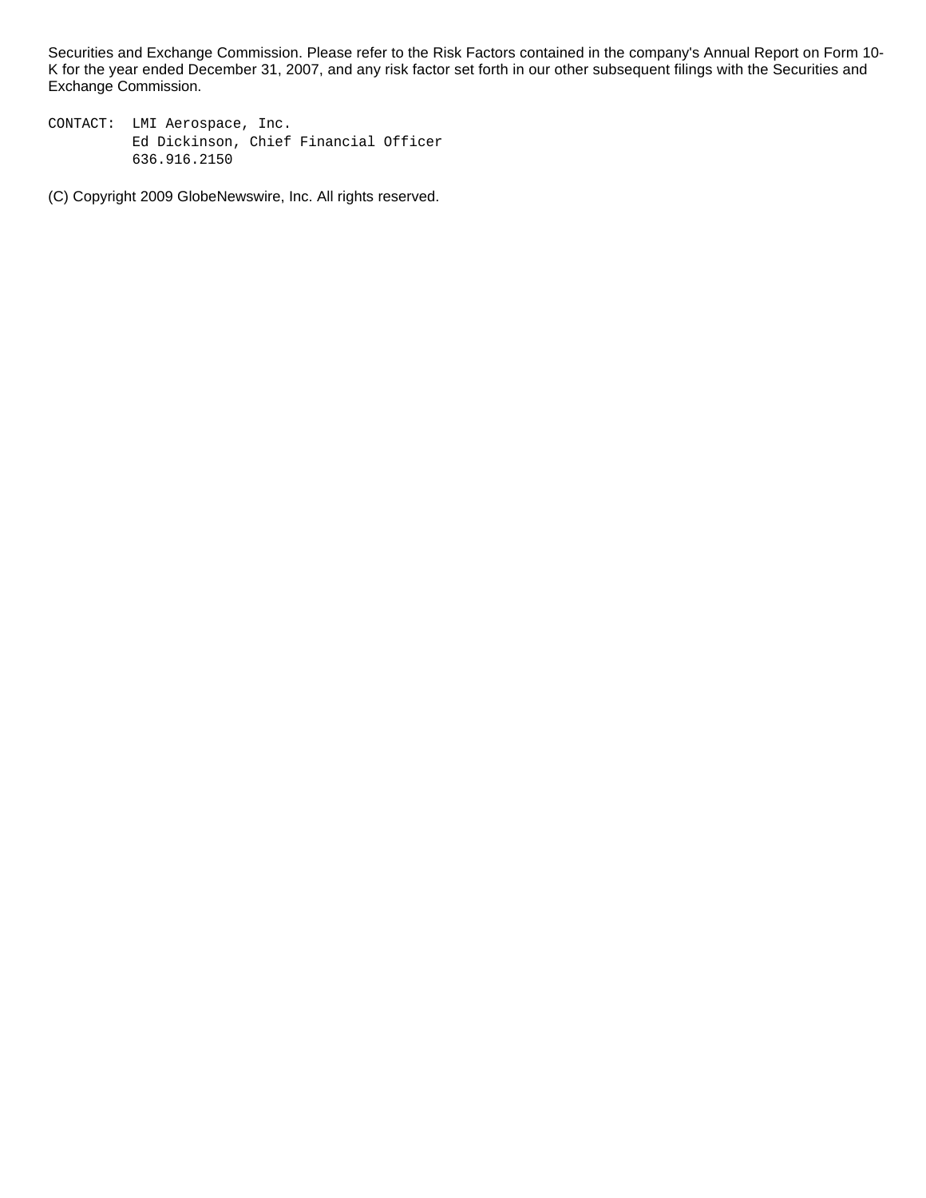Securities and Exchange Commission. Please refer to the Risk Factors contained in the company's Annual Report on Form 10-K for the year ended December 31, 2007, and any risk factor set forth in our other subsequent filings with the Securities and Exchange Commission.

```
CONTACT:  LMI Aerospace, Inc.
          Ed Dickinson, Chief Financial Officer
          636.916.2150
```

(C) Copyright 2009 GlobeNewswire, Inc. All rights reserved.